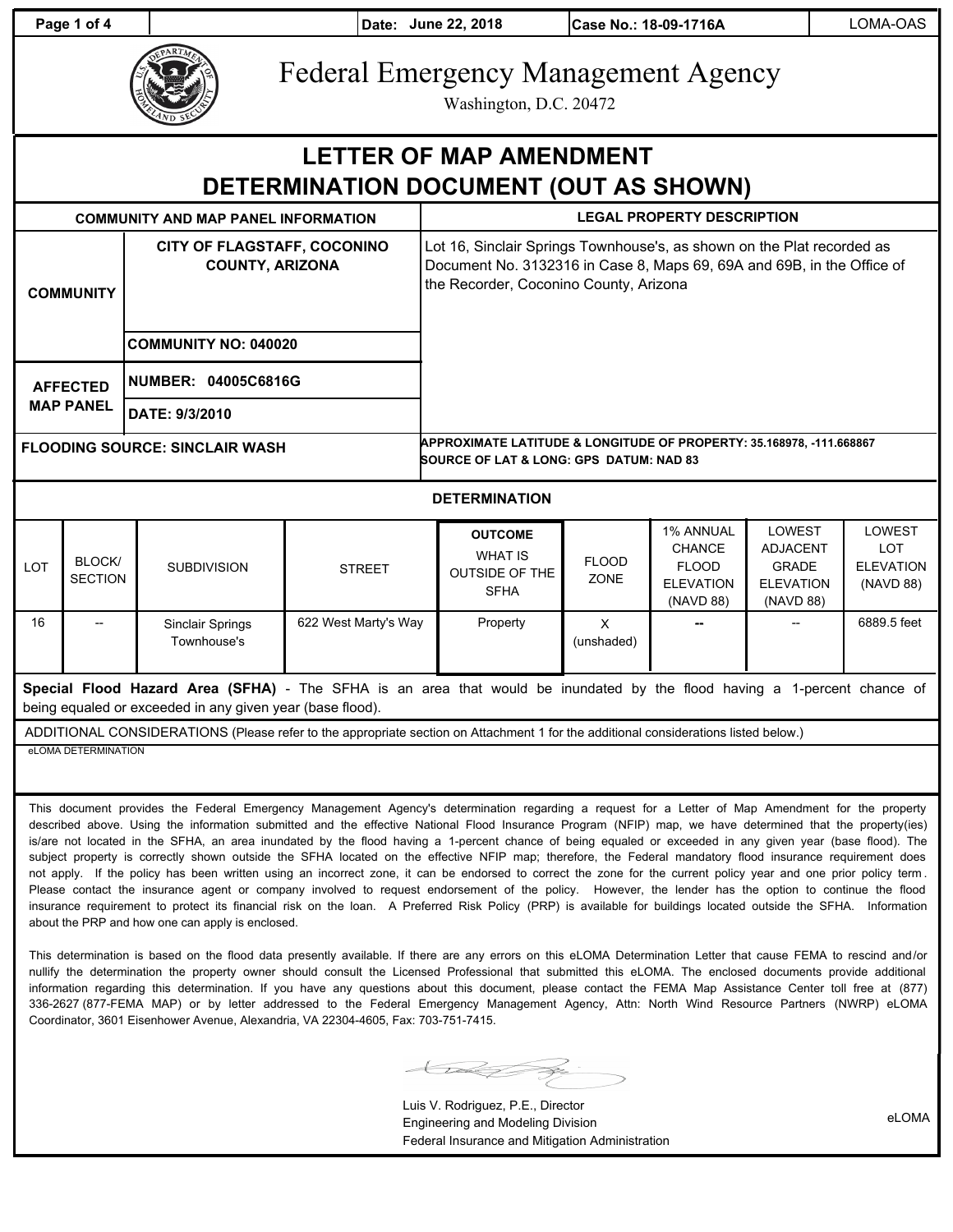| Date: June 22, 2018 | Case No.: 18-09-1716A | LOMA-OAS |
|---|---|---|

# Federal Emergency Management Agency

Washington, D.C. 20472

## LETTER OF MAP AMENDMENT DETERMINATION DOCUMENT (OUT AS SHOWN)

| COMMUNITY AND MAP PANEL INFORMATION | | LEGAL PROPERTY DESCRIPTION |
|---|---|---|
| COMMUNITY | CITY OF FLAGSTAFF, COCONINO COUNTY, ARIZONA | Lot 16, Sinclair Springs Townhouse's, as shown on the Plat recorded as Document No. 3132316 in Case 8, Maps 69, 69A and 69B, in the Office of the Recorder, Coconino County, Arizona |
| | COMMUNITY NO: 040020 | |
| AFFECTED MAP PANEL | NUMBER: 04005C6816G | |
| | DATE: 9/3/2010 | |
| FLOODING SOURCE: SINCLAIR WASH | | APPROXIMATE LATITUDE & LONGITUDE OF PROPERTY: 35.168978, -111.668867<br>SOURCE OF LAT & LONG: GPS DATUM: NAD 83 |

### DETERMINATION

| LOT | BLOCK/ SECTION | SUBDIVISION | STREET | OUTCOME WHAT IS OUTSIDE OF THE SFHA | FLOOD ZONE | 1% ANNUAL CHANCE FLOOD ELEVATION (NAVD 88) | LOWEST ADJACENT GRADE ELEVATION (NAVD 88) | LOWEST LOT ELEVATION (NAVD 88) |
|---|---|---|---|---|---|---|---|---|
| 16 | -- | Sinclair Springs Townhouse's | 622 West Marty's Way | Property | X (unshaded) | -- | -- | 6889.5 feet |

**Special Flood Hazard Area (SFHA)** - The SFHA is an area that would be inundated by the flood having a 1-percent chance of being equaled or exceeded in any given year (base flood).

ADDITIONAL CONSIDERATIONS (Please refer to the appropriate section on Attachment 1 for the additional considerations listed below.)

eLOMA DETERMINATION

This document provides the Federal Emergency Management Agency's determination regarding a request for a Letter of Map Amendment for the property described above. Using the information submitted and the effective National Flood Insurance Program (NFIP) map, we have determined that the property(ies) is/are not located in the SFHA, an area inundated by the flood having a 1-percent chance of being equaled or exceeded in any given year (base flood). The subject property is correctly shown outside the SFHA located on the effective NFIP map; therefore, the Federal mandatory flood insurance requirement does not apply. If the policy has been written using an incorrect zone, it can be endorsed to correct the zone for the current policy year and one prior policy term. Please contact the insurance agent or company involved to request endorsement of the policy. However, the lender has the option to continue the flood insurance requirement to protect its financial risk on the loan. A Preferred Risk Policy (PRP) is available for buildings located outside the SFHA. Information about the PRP and how one can apply is enclosed.

This determination is based on the flood data presently available. If there are any errors on this eLOMA Determination Letter that cause FEMA to rescind and/or nullify the determination the property owner should consult the Licensed Professional that submitted this eLOMA. The enclosed documents provide additional information regarding this determination. If you have any questions about this document, please contact the FEMA Map Assistance Center toll free at (877) 336-2627 (877-FEMA MAP) or by letter addressed to the Federal Emergency Management Agency, Attn: North Wind Resource Partners (NWRP) eLOMA Coordinator, 3601 Eisenhower Avenue, Alexandria, VA 22304-4605, Fax: 703-751-7415.

Luis V. Rodriguez, P.E., Director
Engineering and Modeling Division
Federal Insurance and Mitigation Administration

eLOMA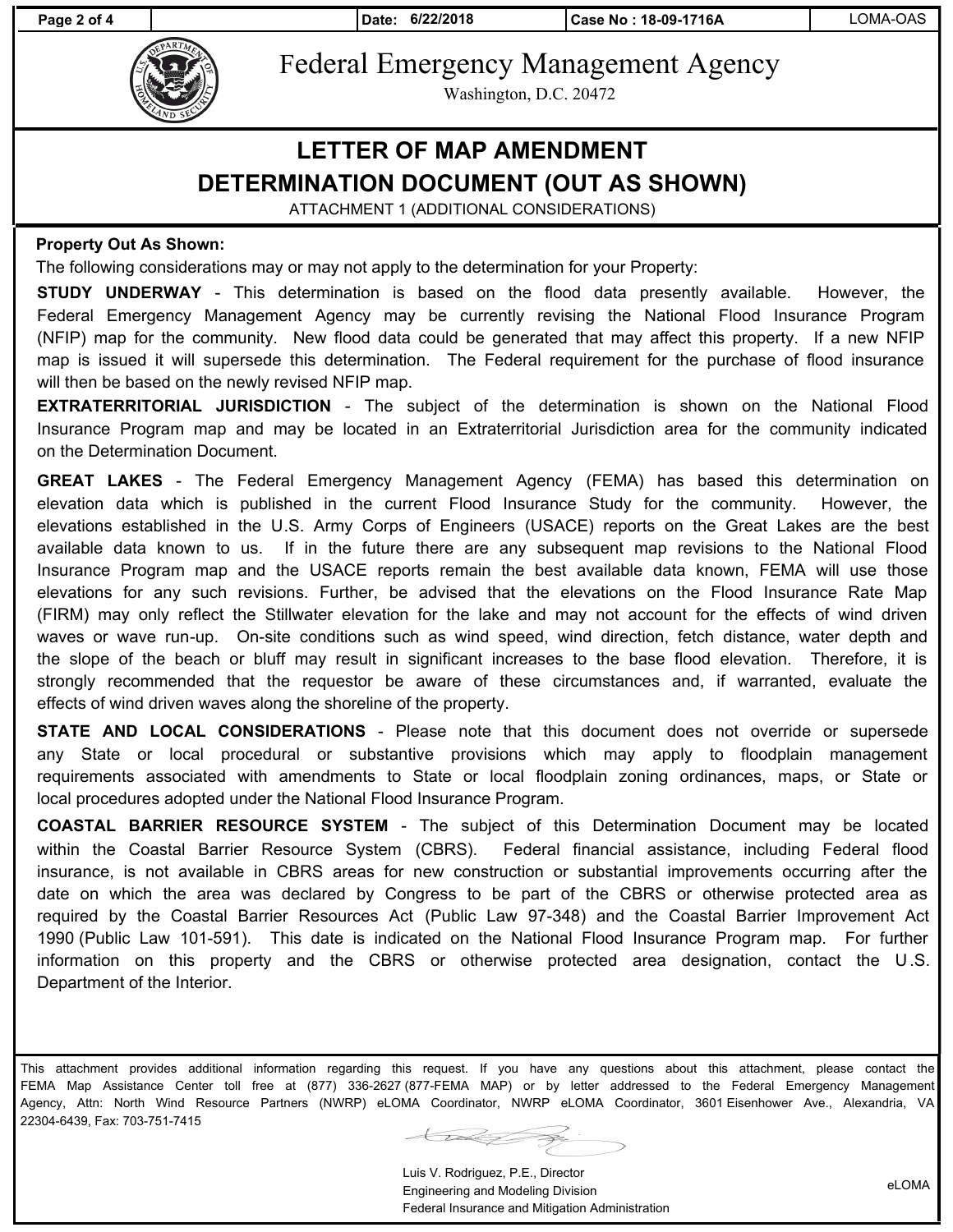| Date: 6/22/2018 | Case No : 18-09-1716A | LOMA-OAS |
|---|---|---|

# Federal Emergency Management Agency

Washington, D.C. 20472

## LETTER OF MAP AMENDMENT DETERMINATION DOCUMENT (OUT AS SHOWN)

ATTACHMENT 1 (ADDITIONAL CONSIDERATIONS)

**Property Out As Shown:**

The following considerations may or may not apply to the determination for your Property:

**STUDY UNDERWAY** - This determination is based on the flood data presently available. However, the Federal Emergency Management Agency may be currently revising the National Flood Insurance Program (NFIP) map for the community. New flood data could be generated that may affect this property. If a new NFIP map is issued it will supersede this determination. The Federal requirement for the purchase of flood insurance will then be based on the newly revised NFIP map.

**EXTRATERRITORIAL JURISDICTION** - The subject of the determination is shown on the National Flood Insurance Program map and may be located in an Extraterritorial Jurisdiction area for the community indicated on the Determination Document.

**GREAT LAKES** - The Federal Emergency Management Agency (FEMA) has based this determination on elevation data which is published in the current Flood Insurance Study for the community. However, the elevations established in the U.S. Army Corps of Engineers (USACE) reports on the Great Lakes are the best available data known to us. If in the future there are any subsequent map revisions to the National Flood Insurance Program map and the USACE reports remain the best available data known, FEMA will use those elevations for any such revisions. Further, be advised that the elevations on the Flood Insurance Rate Map (FIRM) may only reflect the Stillwater elevation for the lake and may not account for the effects of wind driven waves or wave run-up. On-site conditions such as wind speed, wind direction, fetch distance, water depth and the slope of the beach or bluff may result in significant increases to the base flood elevation. Therefore, it is strongly recommended that the requestor be aware of these circumstances and, if warranted, evaluate the effects of wind driven waves along the shoreline of the property.

**STATE AND LOCAL CONSIDERATIONS** - Please note that this document does not override or supersede any State or local procedural or substantive provisions which may apply to floodplain management requirements associated with amendments to State or local floodplain zoning ordinances, maps, or State or local procedures adopted under the National Flood Insurance Program.

**COASTAL BARRIER RESOURCE SYSTEM** - The subject of this Determination Document may be located within the Coastal Barrier Resource System (CBRS). Federal financial assistance, including Federal flood insurance, is not available in CBRS areas for new construction or substantial improvements occurring after the date on which the area was declared by Congress to be part of the CBRS or otherwise protected area as required by the Coastal Barrier Resources Act (Public Law 97-348) and the Coastal Barrier Improvement Act 1990 (Public Law 101-591). This date is indicated on the National Flood Insurance Program map. For further information on this property and the CBRS or otherwise protected area designation, contact the U.S. Department of the Interior.

This attachment provides additional information regarding this request. If you have any questions about this attachment, please contact the FEMA Map Assistance Center toll free at (877) 336-2627 (877-FEMA MAP) or by letter addressed to the Federal Emergency Management Agency, Attn: North Wind Resource Partners (NWRP) eLOMA Coordinator, NWRP eLOMA Coordinator, 3601 Eisenhower Ave., Alexandria, VA 22304-6439, Fax: 703-751-7415

Luis V. Rodriguez, P.E., Director
Engineering and Modeling Division
Federal Insurance and Mitigation Administration

eLOMA